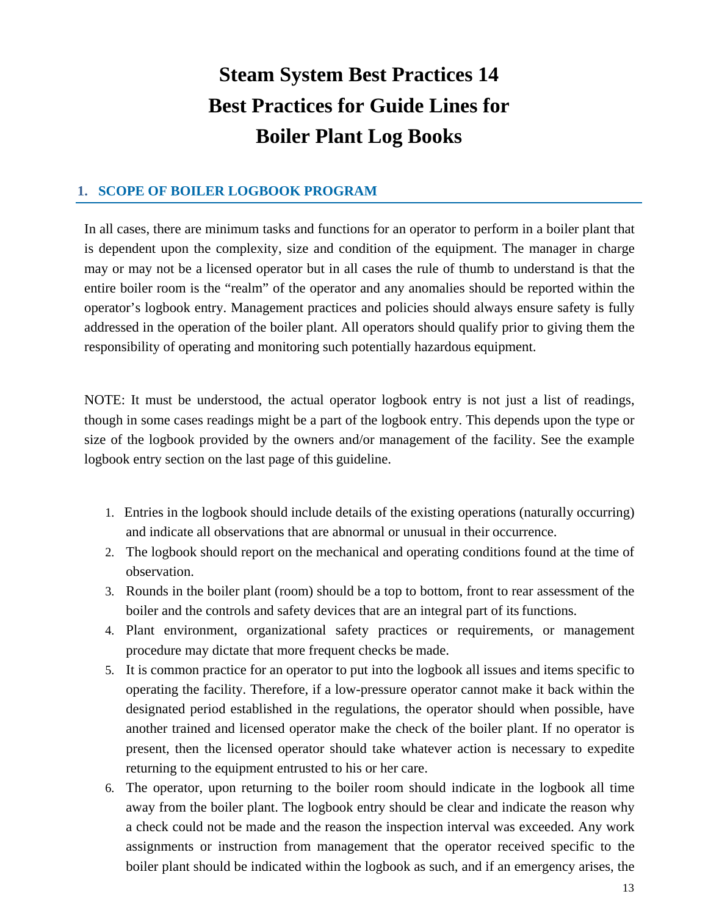# Steam System Best Practices 14
# Best Practices for Guide Lines for Boiler Plant Log Books

## 1. SCOPE OF BOILER LOGBOOK PROGRAM

In all cases, there are minimum tasks and functions for an operator to perform in a boiler plant that is dependent upon the complexity, size and condition of the equipment. The manager in charge may or may not be a licensed operator but in all cases the rule of thumb to understand is that the entire boiler room is the "realm" of the operator and any anomalies should be reported within the operator's logbook entry. Management practices and policies should always ensure safety is fully addressed in the operation of the boiler plant. All operators should qualify prior to giving them the responsibility of operating and monitoring such potentially hazardous equipment.

NOTE: It must be understood, the actual operator logbook entry is not just a list of readings, though in some cases readings might be a part of the logbook entry. This depends upon the type or size of the logbook provided by the owners and/or management of the facility. See the example logbook entry section on the last page of this guideline.

1. Entries in the logbook should include details of the existing operations (naturally occurring) and indicate all observations that are abnormal or unusual in their occurrence.
2. The logbook should report on the mechanical and operating conditions found at the time of observation.
3. Rounds in the boiler plant (room) should be a top to bottom, front to rear assessment of the boiler and the controls and safety devices that are an integral part of its functions.
4. Plant environment, organizational safety practices or requirements, or management procedure may dictate that more frequent checks be made.
5. It is common practice for an operator to put into the logbook all issues and items specific to operating the facility. Therefore, if a low-pressure operator cannot make it back within the designated period established in the regulations, the operator should when possible, have another trained and licensed operator make the check of the boiler plant. If no operator is present, then the licensed operator should take whatever action is necessary to expedite returning to the equipment entrusted to his or her care.
6. The operator, upon returning to the boiler room should indicate in the logbook all time away from the boiler plant. The logbook entry should be clear and indicate the reason why a check could not be made and the reason the inspection interval was exceeded. Any work assignments or instruction from management that the operator received specific to the boiler plant should be indicated within the logbook as such, and if an emergency arises, the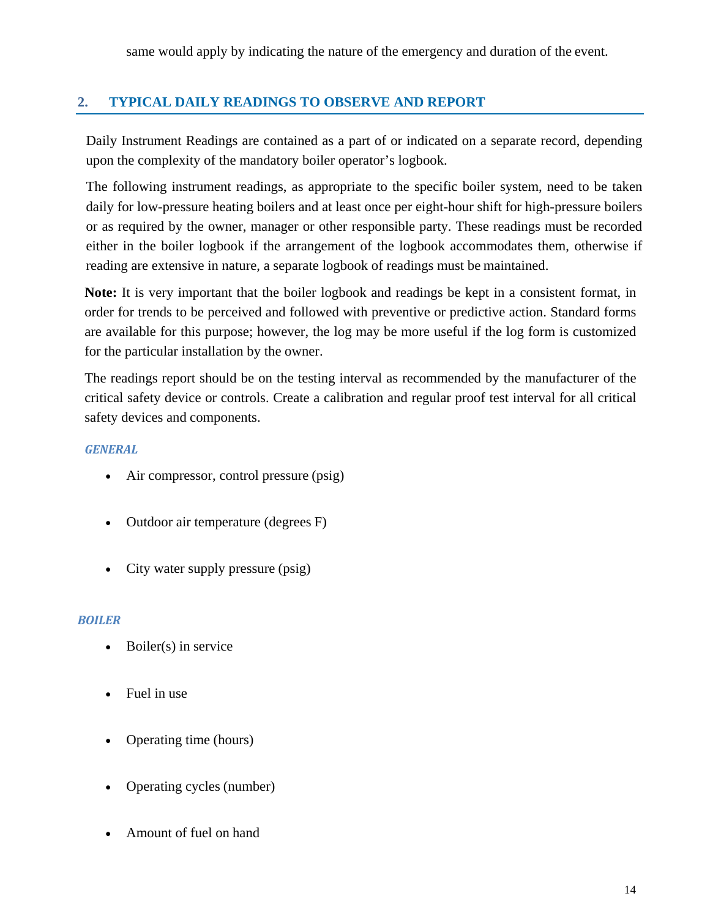same would apply by indicating the nature of the emergency and duration of the event.

## 2. TYPICAL DAILY READINGS TO OBSERVE AND REPORT

Daily Instrument Readings are contained as a part of or indicated on a separate record, depending upon the complexity of the mandatory boiler operator's logbook.

The following instrument readings, as appropriate to the specific boiler system, need to be taken daily for low-pressure heating boilers and at least once per eight-hour shift for high-pressure boilers or as required by the owner, manager or other responsible party. These readings must be recorded either in the boiler logbook if the arrangement of the logbook accommodates them, otherwise if reading are extensive in nature, a separate logbook of readings must be maintained.

**Note:** It is very important that the boiler logbook and readings be kept in a consistent format, in order for trends to be perceived and followed with preventive or predictive action. Standard forms are available for this purpose; however, the log may be more useful if the log form is customized for the particular installation by the owner.

The readings report should be on the testing interval as recommended by the manufacturer of the critical safety device or controls. Create a calibration and regular proof test interval for all critical safety devices and components.

### *GENERAL*

- Air compressor, control pressure (psig)
- Outdoor air temperature (degrees F)
- City water supply pressure (psig)

### *BOILER*

- Boiler(s) in service
- Fuel in use
- Operating time (hours)
- Operating cycles (number)
- Amount of fuel on hand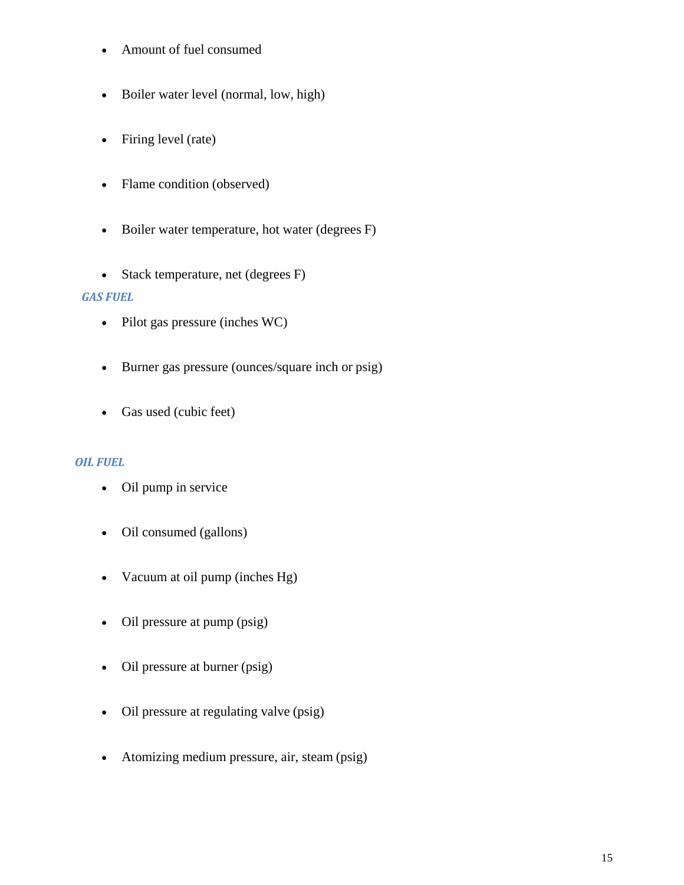- Amount of fuel consumed
- Boiler water level (normal, low, high)
- Firing level (rate)
- Flame condition (observed)
- Boiler water temperature, hot water (degrees F)
- Stack temperature, net (degrees F)

***GAS FUEL***

- Pilot gas pressure (inches WC)
- Burner gas pressure (ounces/square inch or psig)
- Gas used (cubic feet)

***OIL FUEL***

- Oil pump in service
- Oil consumed (gallons)
- Vacuum at oil pump (inches Hg)
- Oil pressure at pump (psig)
- Oil pressure at burner (psig)
- Oil pressure at regulating valve (psig)
- Atomizing medium pressure, air, steam (psig)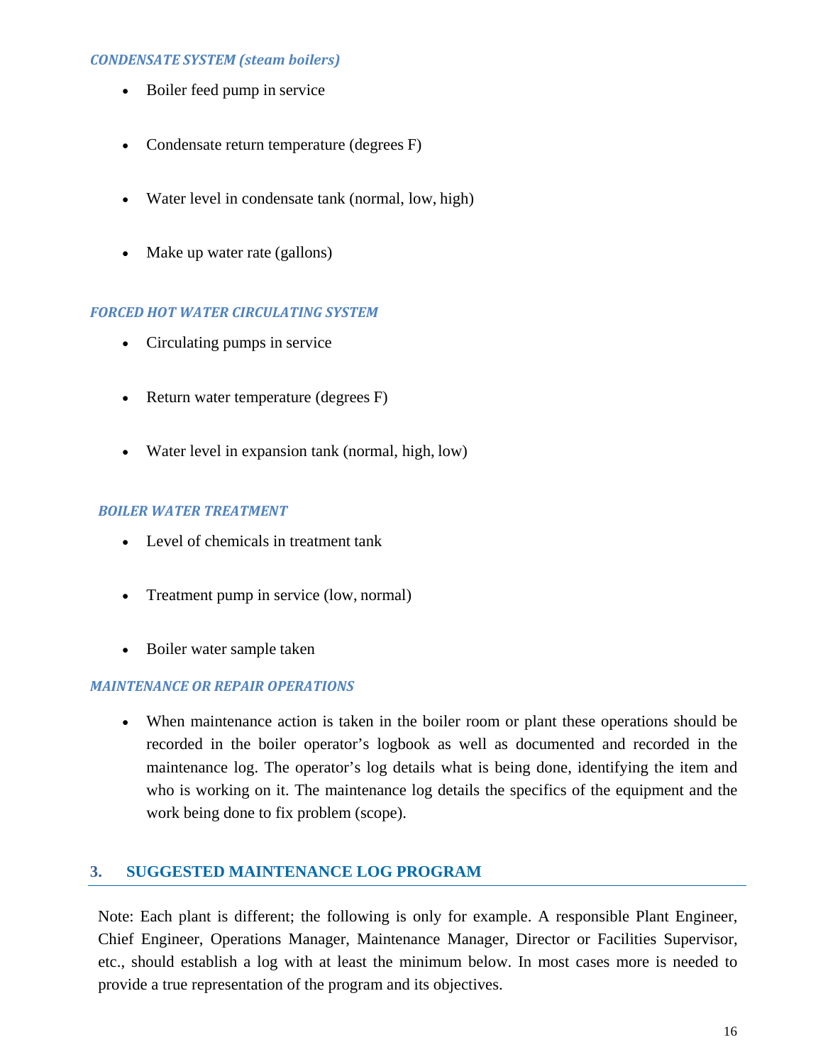***CONDENSATE SYSTEM (steam boilers)***

- Boiler feed pump in service
- Condensate return temperature (degrees F)
- Water level in condensate tank (normal, low, high)
- Make up water rate (gallons)

***FORCED HOT WATER CIRCULATING SYSTEM***

- Circulating pumps in service
- Return water temperature (degrees F)
- Water level in expansion tank (normal, high, low)

***BOILER WATER TREATMENT***

- Level of chemicals in treatment tank
- Treatment pump in service (low, normal)
- Boiler water sample taken

***MAINTENANCE OR REPAIR OPERATIONS***

- When maintenance action is taken in the boiler room or plant these operations should be recorded in the boiler operator's logbook as well as documented and recorded in the maintenance log. The operator's log details what is being done, identifying the item and who is working on it. The maintenance log details the specifics of the equipment and the work being done to fix problem (scope).

## 3. SUGGESTED MAINTENANCE LOG PROGRAM

Note: Each plant is different; the following is only for example. A responsible Plant Engineer, Chief Engineer, Operations Manager, Maintenance Manager, Director or Facilities Supervisor, etc., should establish a log with at least the minimum below. In most cases more is needed to provide a true representation of the program and its objectives.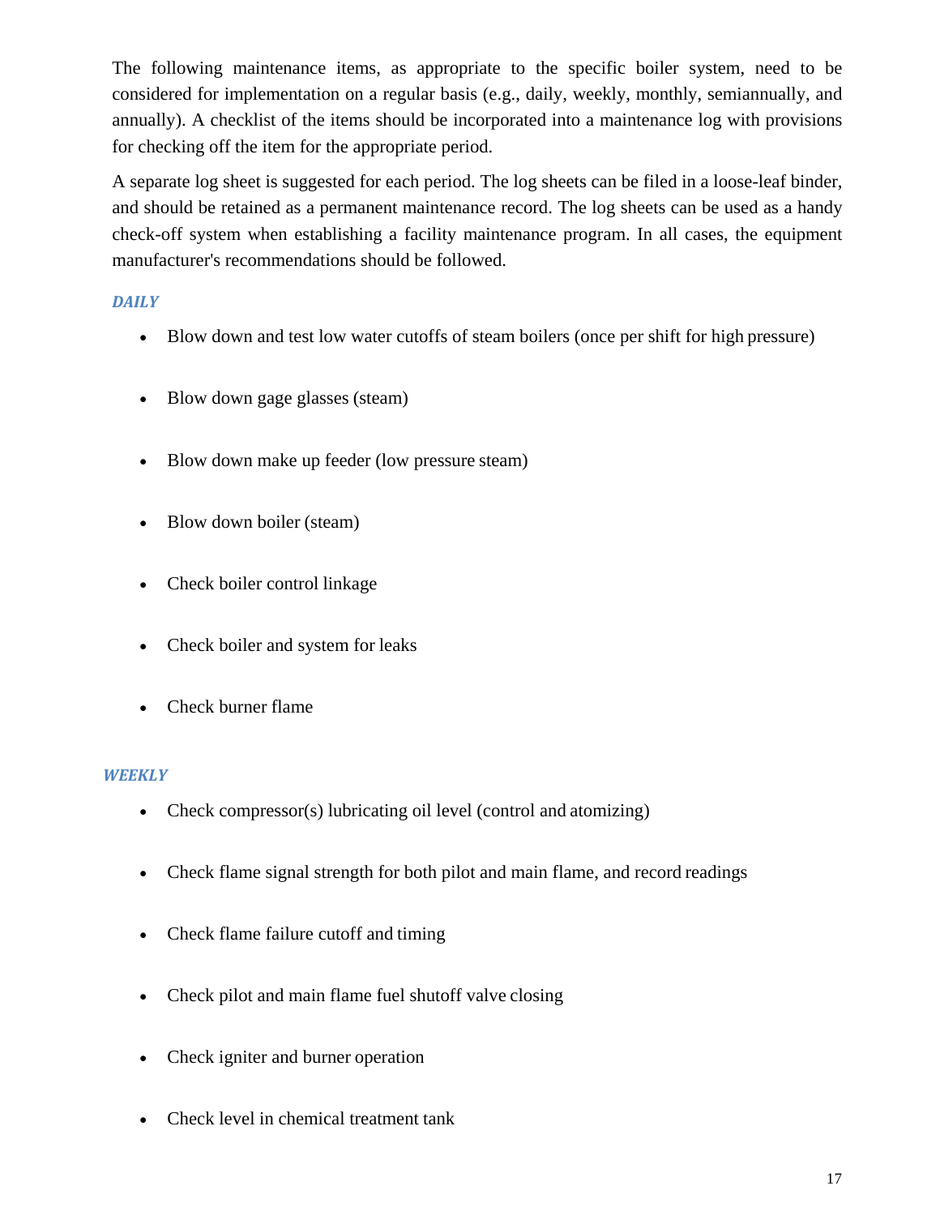The following maintenance items, as appropriate to the specific boiler system, need to be considered for implementation on a regular basis (e.g., daily, weekly, monthly, semiannually, and annually). A checklist of the items should be incorporated into a maintenance log with provisions for checking off the item for the appropriate period.

A separate log sheet is suggested for each period. The log sheets can be filed in a loose-leaf binder, and should be retained as a permanent maintenance record. The log sheets can be used as a handy check-off system when establishing a facility maintenance program. In all cases, the equipment manufacturer's recommendations should be followed.

### *DAILY*

- Blow down and test low water cutoffs of steam boilers (once per shift for high pressure)
- Blow down gage glasses (steam)
- Blow down make up feeder (low pressure steam)
- Blow down boiler (steam)
- Check boiler control linkage
- Check boiler and system for leaks
- Check burner flame

### *WEEKLY*

- Check compressor(s) lubricating oil level (control and atomizing)
- Check flame signal strength for both pilot and main flame, and record readings
- Check flame failure cutoff and timing
- Check pilot and main flame fuel shutoff valve closing
- Check igniter and burner operation
- Check level in chemical treatment tank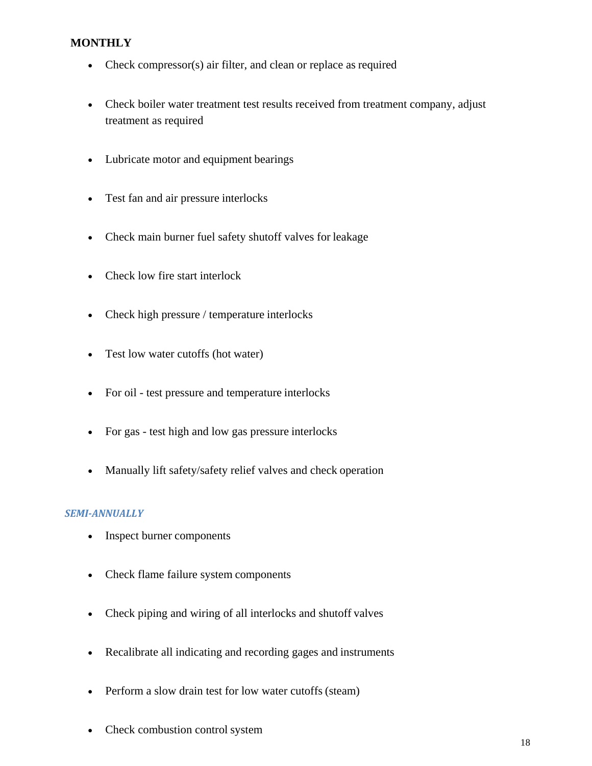### MONTHLY

- Check compressor(s) air filter, and clean or replace as required
- Check boiler water treatment test results received from treatment company, adjust treatment as required
- Lubricate motor and equipment bearings
- Test fan and air pressure interlocks
- Check main burner fuel safety shutoff valves for leakage
- Check low fire start interlock
- Check high pressure / temperature interlocks
- Test low water cutoffs (hot water)
- For oil - test pressure and temperature interlocks
- For gas - test high and low gas pressure interlocks
- Manually lift safety/safety relief valves and check operation

### *SEMI-ANNUALLY*

- Inspect burner components
- Check flame failure system components
- Check piping and wiring of all interlocks and shutoff valves
- Recalibrate all indicating and recording gages and instruments
- Perform a slow drain test for low water cutoffs (steam)
- Check combustion control system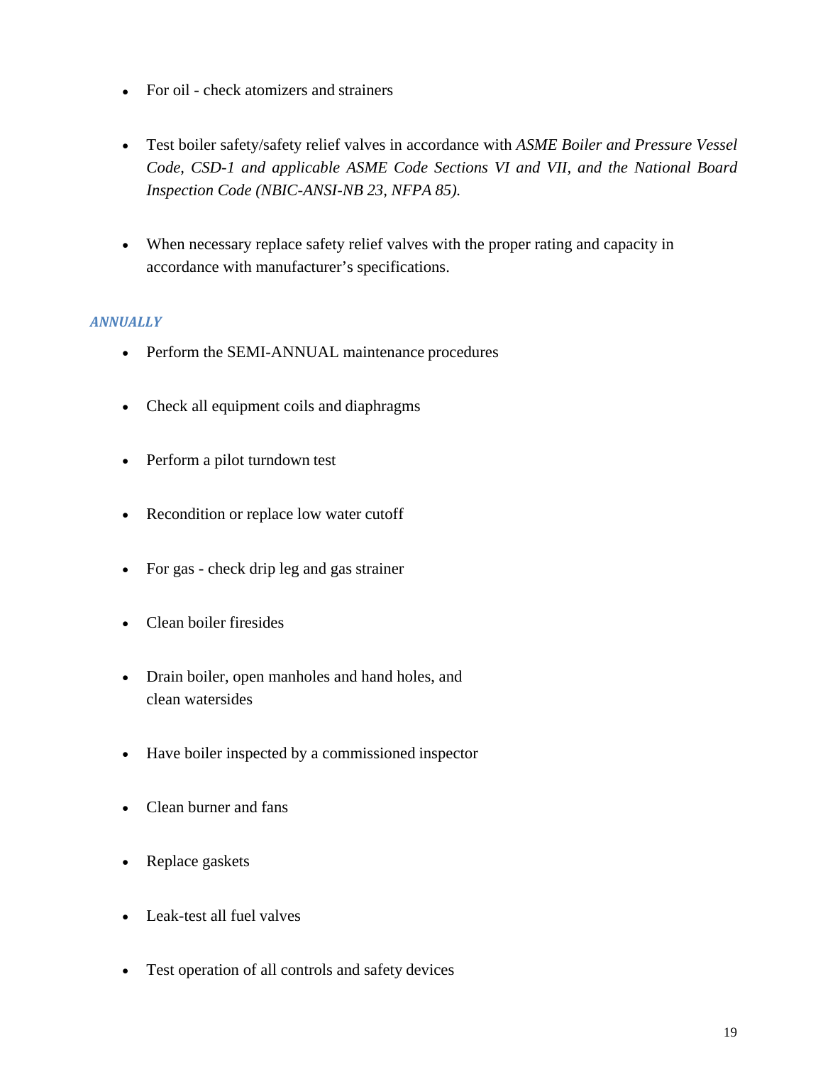- For oil - check atomizers and strainers

- Test boiler safety/safety relief valves in accordance with *ASME Boiler and Pressure Vessel Code, CSD-1 and applicable ASME Code Sections VI and VII, and the National Board Inspection Code (NBIC-ANSI-NB 23, NFPA 85).*

- When necessary replace safety relief valves with the proper rating and capacity in accordance with manufacturer's specifications.

### *ANNUALLY*

- Perform the SEMI-ANNUAL maintenance procedures

- Check all equipment coils and diaphragms

- Perform a pilot turndown test

- Recondition or replace low water cutoff

- For gas - check drip leg and gas strainer

- Clean boiler firesides

- Drain boiler, open manholes and hand holes, and clean watersides

- Have boiler inspected by a commissioned inspector

- Clean burner and fans

- Replace gaskets

- Leak-test all fuel valves

- Test operation of all controls and safety devices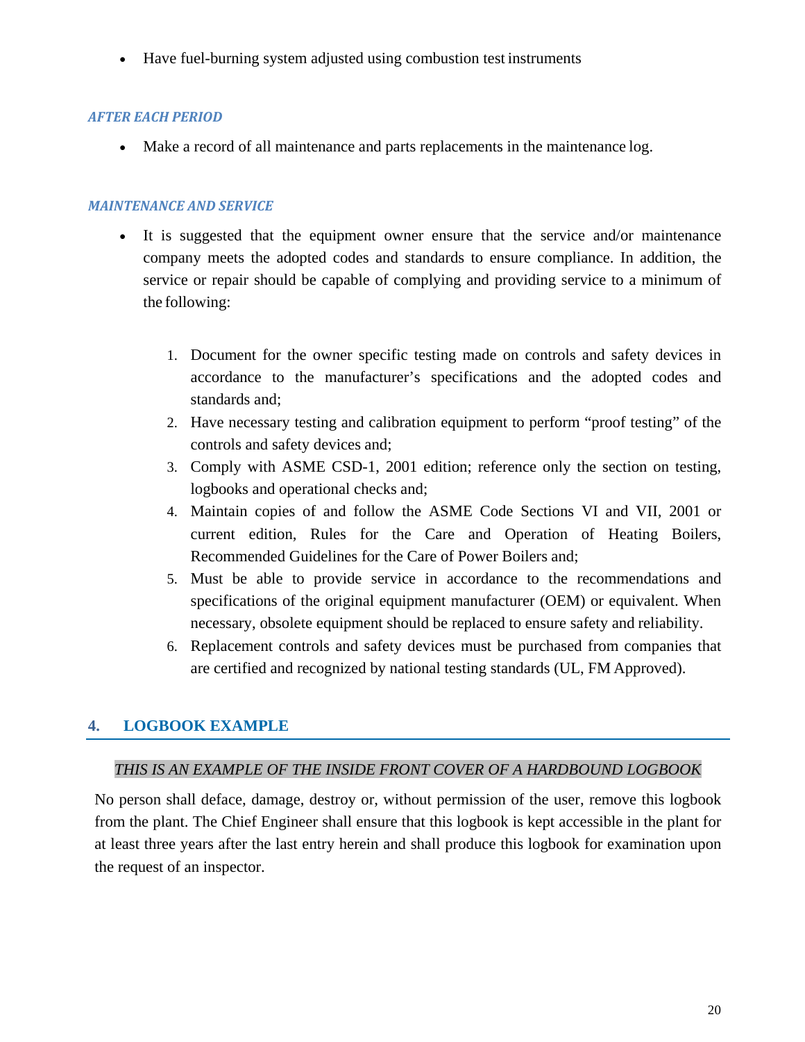- Have fuel-burning system adjusted using combustion test instruments

### *AFTER EACH PERIOD*

- Make a record of all maintenance and parts replacements in the maintenance log.

### *MAINTENANCE AND SERVICE*

- It is suggested that the equipment owner ensure that the service and/or maintenance company meets the adopted codes and standards to ensure compliance. In addition, the service or repair should be capable of complying and providing service to a minimum of the following:

  1. Document for the owner specific testing made on controls and safety devices in accordance to the manufacturer's specifications and the adopted codes and standards and;
  2. Have necessary testing and calibration equipment to perform "proof testing" of the controls and safety devices and;
  3. Comply with ASME CSD-1, 2001 edition; reference only the section on testing, logbooks and operational checks and;
  4. Maintain copies of and follow the ASME Code Sections VI and VII, 2001 or current edition, Rules for the Care and Operation of Heating Boilers, Recommended Guidelines for the Care of Power Boilers and;
  5. Must be able to provide service in accordance to the recommendations and specifications of the original equipment manufacturer (OEM) or equivalent. When necessary, obsolete equipment should be replaced to ensure safety and reliability.
  6. Replacement controls and safety devices must be purchased from companies that are certified and recognized by national testing standards (UL, FM Approved).

## 4. LOGBOOK EXAMPLE

*THIS IS AN EXAMPLE OF THE INSIDE FRONT COVER OF A HARDBOUND LOGBOOK*

No person shall deface, damage, destroy or, without permission of the user, remove this logbook from the plant. The Chief Engineer shall ensure that this logbook is kept accessible in the plant for at least three years after the last entry herein and shall produce this logbook for examination upon the request of an inspector.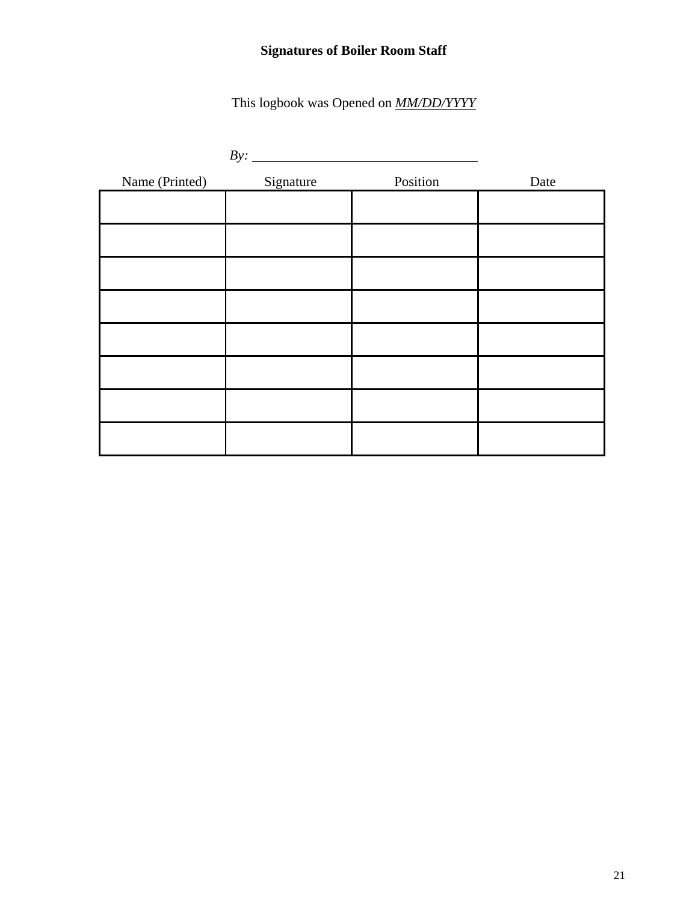**Signatures of Boiler Room Staff**

This logbook was Opened on *MM/DD/YYYY*

*By:* ______________________________

| Name (Printed) | Signature | Position | Date |
|---|---|---|---|
| | | | |
| | | | |
| | | | |
| | | | |
| | | | |
| | | | |
| | | | |
| | | | |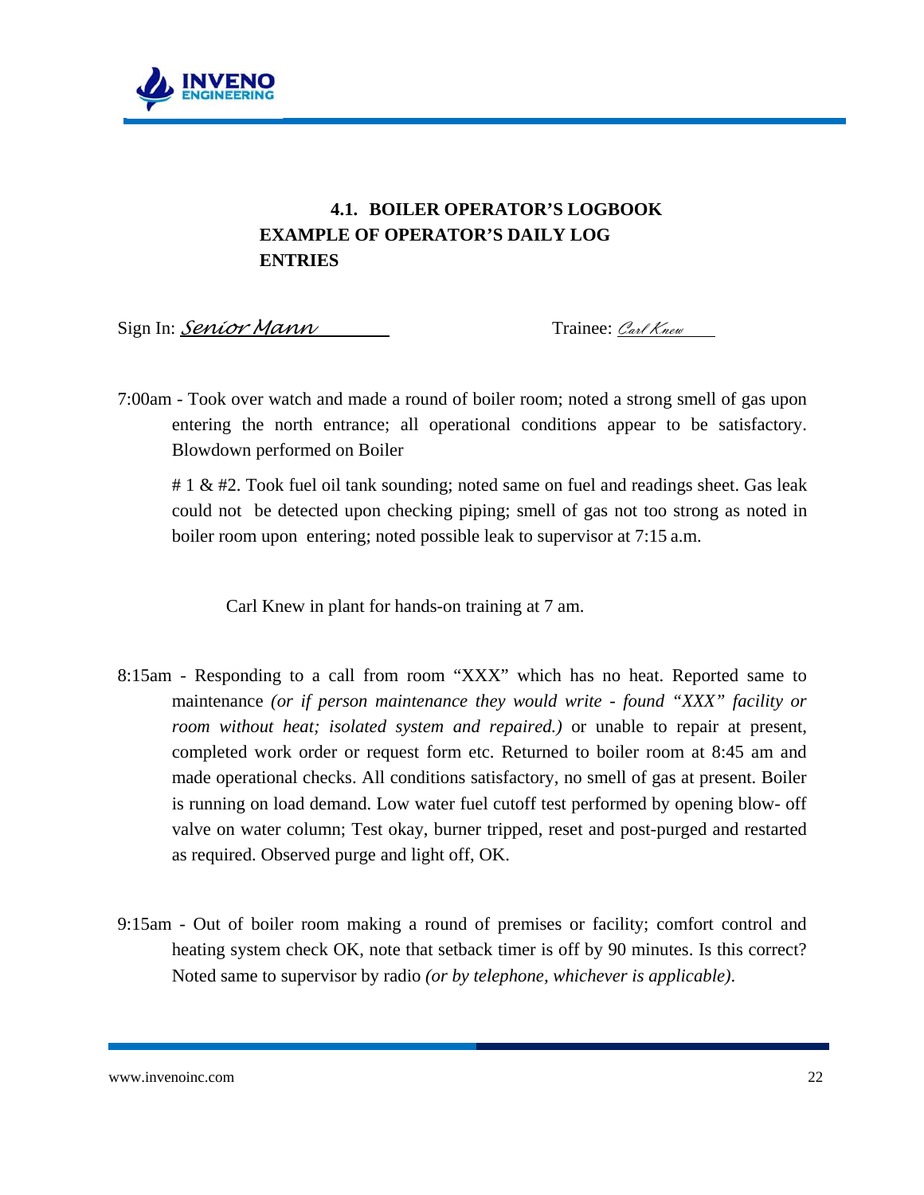## 4.1. BOILER OPERATOR'S LOGBOOK EXAMPLE OF OPERATOR'S DAILY LOG ENTRIES

Sign In: *Senior Mann*  Trainee: *Carl Knew*

7:00am - Took over watch and made a round of boiler room; noted a strong smell of gas upon entering the north entrance; all operational conditions appear to be satisfactory. Blowdown performed on Boiler

# 1 & #2. Took fuel oil tank sounding; noted same on fuel and readings sheet. Gas leak could not be detected upon checking piping; smell of gas not too strong as noted in boiler room upon entering; noted possible leak to supervisor at 7:15 a.m.

Carl Knew in plant for hands-on training at 7 am.

8:15am - Responding to a call from room "XXX" which has no heat. Reported same to maintenance *(or if person maintenance they would write - found "XXX" facility or room without heat; isolated system and repaired.)* or unable to repair at present, completed work order or request form etc. Returned to boiler room at 8:45 am and made operational checks. All conditions satisfactory, no smell of gas at present. Boiler is running on load demand. Low water fuel cutoff test performed by opening blow- off valve on water column; Test okay, burner tripped, reset and post-purged and restarted as required. Observed purge and light off, OK.

9:15am - Out of boiler room making a round of premises or facility; comfort control and heating system check OK, note that setback timer is off by 90 minutes. Is this correct? Noted same to supervisor by radio *(or by telephone, whichever is applicable)*.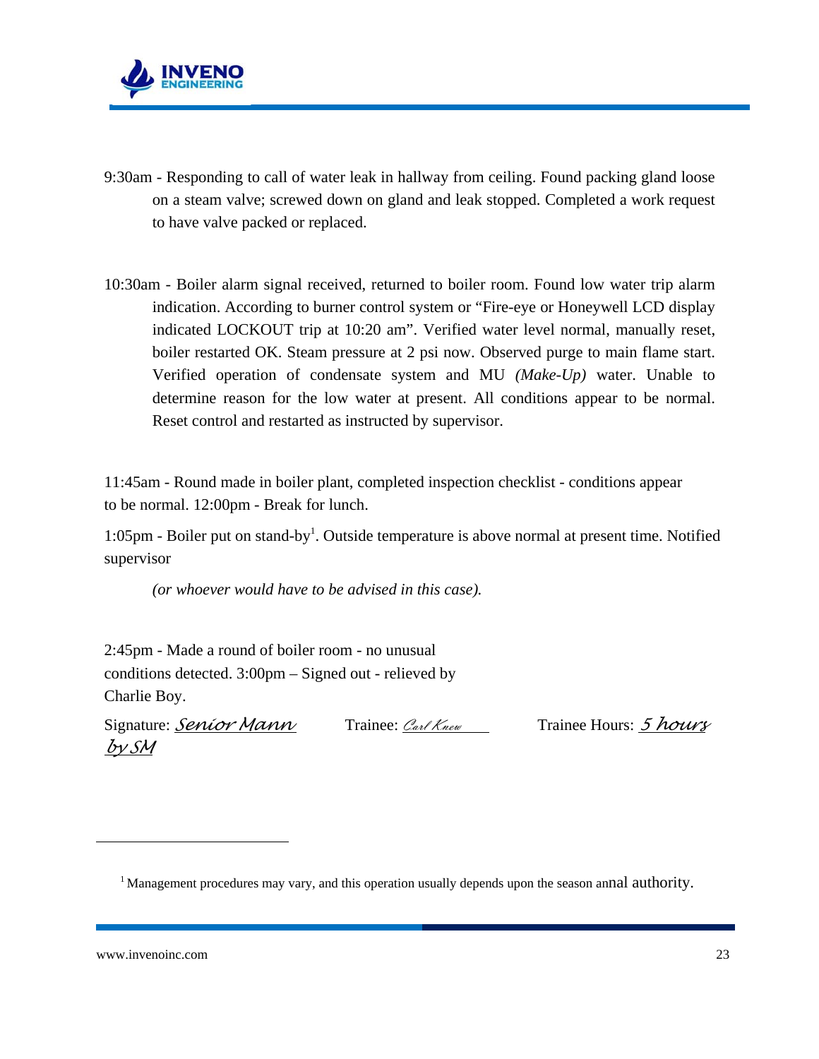9:30am - Responding to call of water leak in hallway from ceiling. Found packing gland loose on a steam valve; screwed down on gland and leak stopped. Completed a work request to have valve packed or replaced.

10:30am - Boiler alarm signal received, returned to boiler room. Found low water trip alarm indication. According to burner control system or "Fire-eye or Honeywell LCD display indicated LOCKOUT trip at 10:20 am". Verified water level normal, manually reset, boiler restarted OK. Steam pressure at 2 psi now. Observed purge to main flame start. Verified operation of condensate system and MU *(Make-Up)* water. Unable to determine reason for the low water at present. All conditions appear to be normal. Reset control and restarted as instructed by supervisor.

11:45am - Round made in boiler plant, completed inspection checklist - conditions appear to be normal. 12:00pm - Break for lunch.

1:05pm - Boiler put on stand-by[1]. Outside temperature is above normal at present time. Notified supervisor

*(or whoever would have to be advised in this case).*

2:45pm - Made a round of boiler room - no unusual conditions detected. 3:00pm – Signed out - relieved by Charlie Boy.

Signature: *Senior Mann by SM* Trainee: *Carl Knew* Trainee Hours: *5 hours*

[1] Management procedures may vary, and this operation usually depends upon the season annal authority.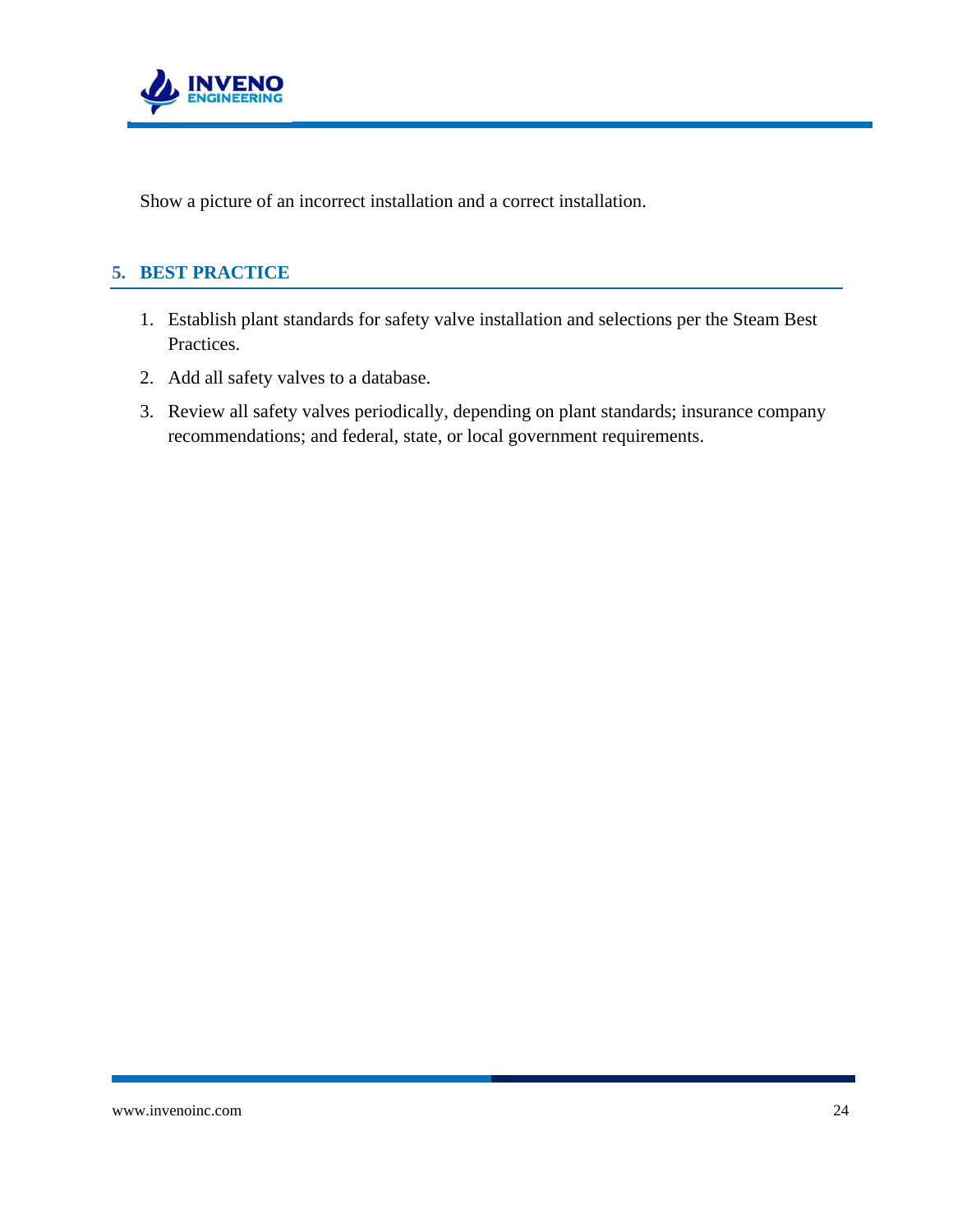Show a picture of an incorrect installation and a correct installation.

## 5. BEST PRACTICE

1. Establish plant standards for safety valve installation and selections per the Steam Best Practices.
2. Add all safety valves to a database.
3. Review all safety valves periodically, depending on plant standards; insurance company recommendations; and federal, state, or local government requirements.